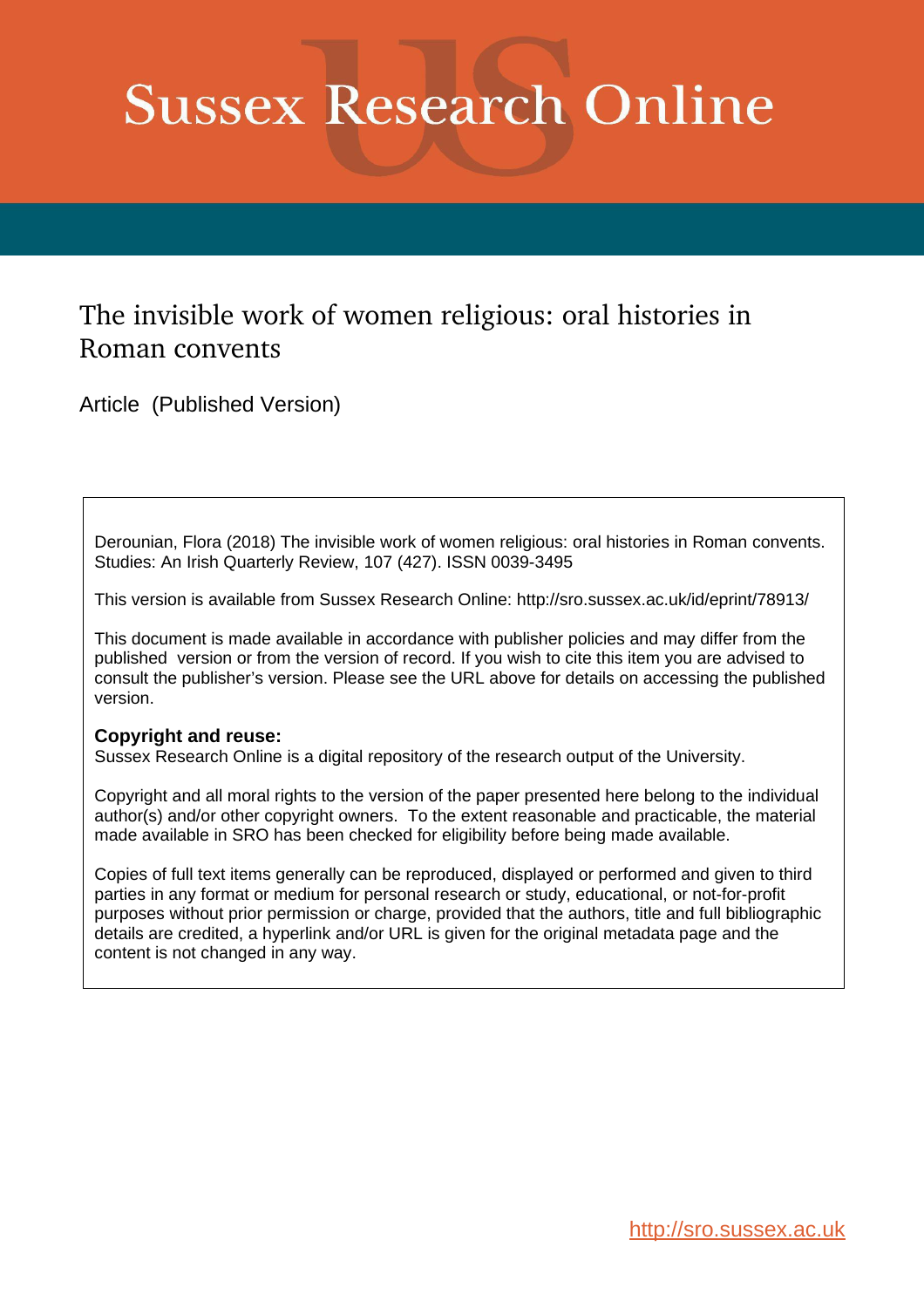# Sussex Research Online

## The invisible work of women religious: oral histories in Roman convents

Article (Published Version)

Derounian, Flora (2018) The invisible work of women religious: oral histories in Roman convents. Studies: An Irish Quarterly Review, 107 (427). ISSN 0039-3495

This version is available from Sussex Research Online: http://sro.sussex.ac.uk/id/eprint/78913/

This document is made available in accordance with publisher policies and may differ from the published version or from the version of record. If you wish to cite this item you are advised to consult the publisher's version. Please see the URL above for details on accessing the published version.

**Copyright and reuse:**
Sussex Research Online is a digital repository of the research output of the University.

Copyright and all moral rights to the version of the paper presented here belong to the individual author(s) and/or other copyright owners. To the extent reasonable and practicable, the material made available in SRO has been checked for eligibility before being made available.

Copies of full text items generally can be reproduced, displayed or performed and given to third parties in any format or medium for personal research or study, educational, or not-for-profit purposes without prior permission or charge, provided that the authors, title and full bibliographic details are credited, a hyperlink and/or URL is given for the original metadata page and the content is not changed in any way.

http://sro.sussex.ac.uk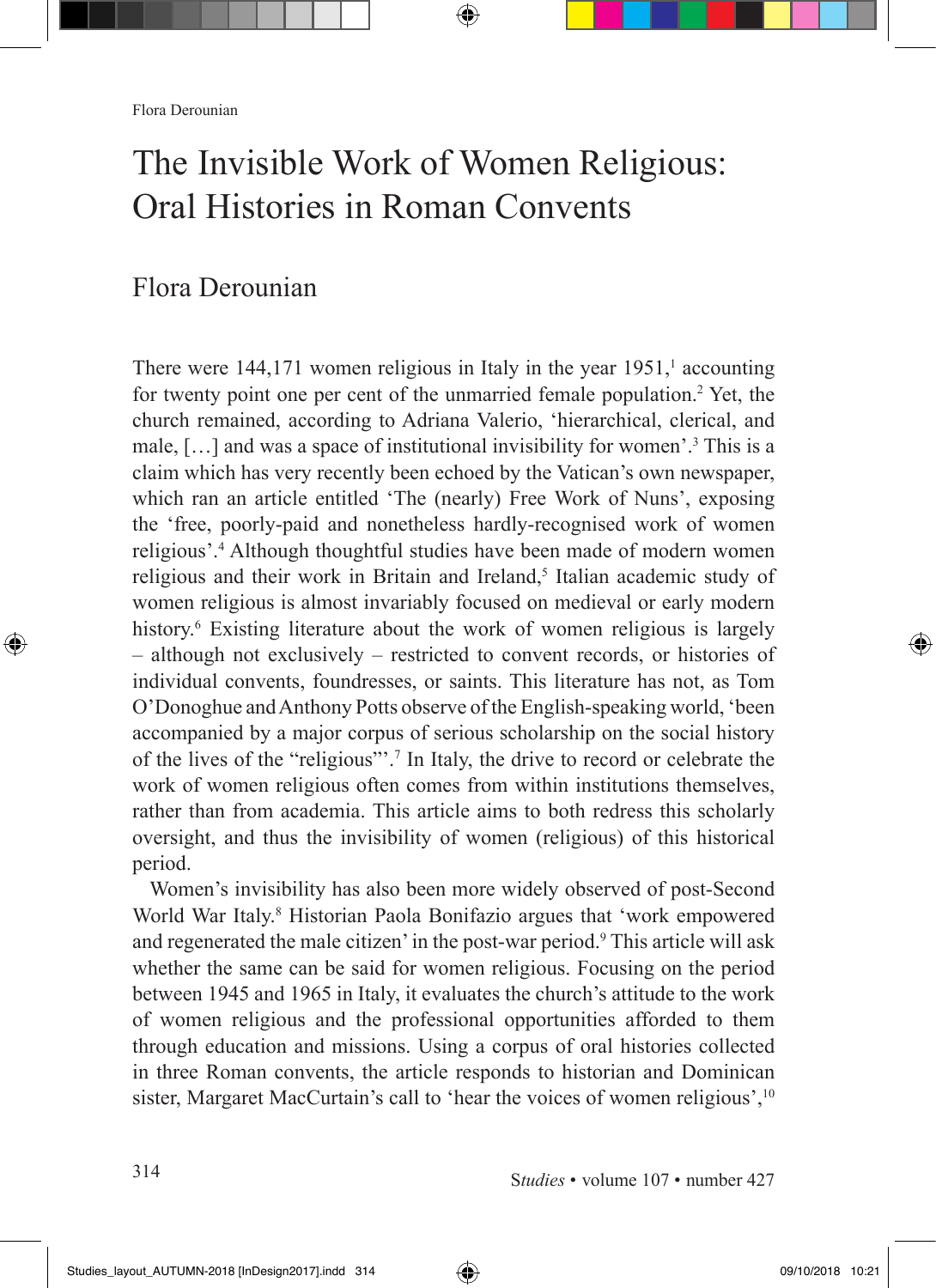# The Invisible Work of Women Religious: Oral Histories in Roman Convents

## Flora Derounian

There were 144,171 women religious in Italy in the year 1951,[1] accounting for twenty point one per cent of the unmarried female population.[2] Yet, the church remained, according to Adriana Valerio, 'hierarchical, clerical, and male, […] and was a space of institutional invisibility for women'.[3] This is a claim which has very recently been echoed by the Vatican's own newspaper, which ran an article entitled 'The (nearly) Free Work of Nuns', exposing the 'free, poorly-paid and nonetheless hardly-recognised work of women religious'.[4] Although thoughtful studies have been made of modern women religious and their work in Britain and Ireland,[5] Italian academic study of women religious is almost invariably focused on medieval or early modern history.[6] Existing literature about the work of women religious is largely – although not exclusively – restricted to convent records, or histories of individual convents, foundresses, or saints. This literature has not, as Tom O'Donoghue and Anthony Potts observe of the English-speaking world, 'been accompanied by a major corpus of serious scholarship on the social history of the lives of the "religious"'.[7] In Italy, the drive to record or celebrate the work of women religious often comes from within institutions themselves, rather than from academia. This article aims to both redress this scholarly oversight, and thus the invisibility of women (religious) of this historical period.

Women's invisibility has also been more widely observed of post-Second World War Italy.[8] Historian Paola Bonifazio argues that 'work empowered and regenerated the male citizen' in the post-war period.[9] This article will ask whether the same can be said for women religious. Focusing on the period between 1945 and 1965 in Italy, it evaluates the church's attitude to the work of women religious and the professional opportunities afforded to them through education and missions. Using a corpus of oral histories collected in three Roman convents, the article responds to historian and Dominican sister, Margaret MacCurtain's call to 'hear the voices of women religious',[10]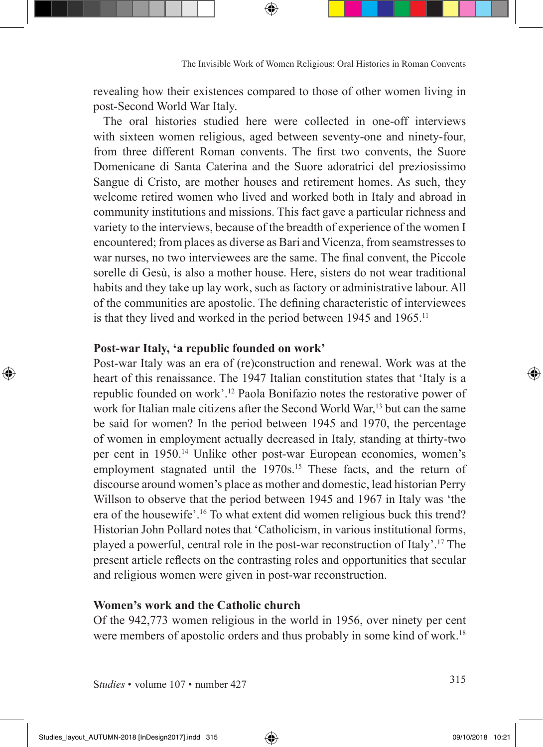revealing how their existences compared to those of other women living in post-Second World War Italy.

The oral histories studied here were collected in one-off interviews with sixteen women religious, aged between seventy-one and ninety-four, from three different Roman convents. The first two convents, the Suore Domenicane di Santa Caterina and the Suore adoratrici del preziosissimo Sangue di Cristo, are mother houses and retirement homes. As such, they welcome retired women who lived and worked both in Italy and abroad in community institutions and missions. This fact gave a particular richness and variety to the interviews, because of the breadth of experience of the women I encountered; from places as diverse as Bari and Vicenza, from seamstresses to war nurses, no two interviewees are the same. The final convent, the Piccole sorelle di Gesù, is also a mother house. Here, sisters do not wear traditional habits and they take up lay work, such as factory or administrative labour. All of the communities are apostolic. The defining characteristic of interviewees is that they lived and worked in the period between 1945 and 1965.[11]

## Post-war Italy, 'a republic founded on work'

Post-war Italy was an era of (re)construction and renewal. Work was at the heart of this renaissance. The 1947 Italian constitution states that 'Italy is a republic founded on work'.[12] Paola Bonifazio notes the restorative power of work for Italian male citizens after the Second World War,[13] but can the same be said for women? In the period between 1945 and 1970, the percentage of women in employment actually decreased in Italy, standing at thirty-two per cent in 1950.[14] Unlike other post-war European economies, women's employment stagnated until the 1970s.[15] These facts, and the return of discourse around women's place as mother and domestic, lead historian Perry Willson to observe that the period between 1945 and 1967 in Italy was 'the era of the housewife'.[16] To what extent did women religious buck this trend? Historian John Pollard notes that 'Catholicism, in various institutional forms, played a powerful, central role in the post-war reconstruction of Italy'.[17] The present article reflects on the contrasting roles and opportunities that secular and religious women were given in post-war reconstruction.

## Women's work and the Catholic church

Of the 942,773 women religious in the world in 1956, over ninety per cent were members of apostolic orders and thus probably in some kind of work.[18]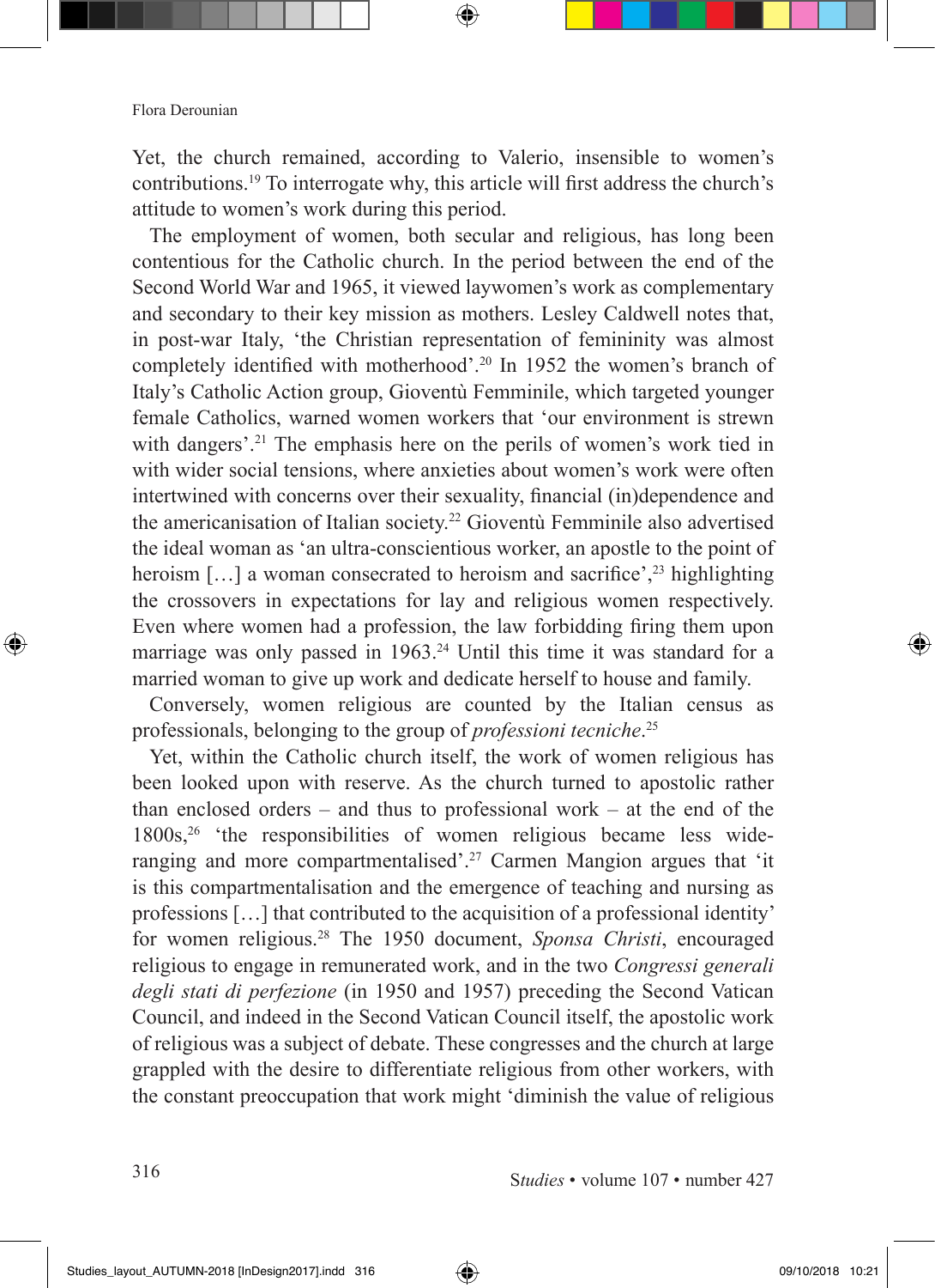Yet, the church remained, according to Valerio, insensible to women's contributions.[19] To interrogate why, this article will first address the church's attitude to women's work during this period.

The employment of women, both secular and religious, has long been contentious for the Catholic church. In the period between the end of the Second World War and 1965, it viewed laywomen's work as complementary and secondary to their key mission as mothers. Lesley Caldwell notes that, in post-war Italy, 'the Christian representation of femininity was almost completely identified with motherhood'.[20] In 1952 the women's branch of Italy's Catholic Action group, Gioventù Femminile, which targeted younger female Catholics, warned women workers that 'our environment is strewn with dangers'.[21] The emphasis here on the perils of women's work tied in with wider social tensions, where anxieties about women's work were often intertwined with concerns over their sexuality, financial (in)dependence and the americanisation of Italian society.[22] Gioventù Femminile also advertised the ideal woman as 'an ultra-conscientious worker, an apostle to the point of heroism […] a woman consecrated to heroism and sacrifice',[23] highlighting the crossovers in expectations for lay and religious women respectively. Even where women had a profession, the law forbidding firing them upon marriage was only passed in 1963.[24] Until this time it was standard for a married woman to give up work and dedicate herself to house and family.

Conversely, women religious are counted by the Italian census as professionals, belonging to the group of *professioni tecniche*.[25]

Yet, within the Catholic church itself, the work of women religious has been looked upon with reserve. As the church turned to apostolic rather than enclosed orders – and thus to professional work – at the end of the 1800s,[26] 'the responsibilities of women religious became less wide-ranging and more compartmentalised'.[27] Carmen Mangion argues that 'it is this compartmentalisation and the emergence of teaching and nursing as professions […] that contributed to the acquisition of a professional identity' for women religious.[28] The 1950 document, *Sponsa Christi*, encouraged religious to engage in remunerated work, and in the two *Congressi generali degli stati di perfezione* (in 1950 and 1957) preceding the Second Vatican Council, and indeed in the Second Vatican Council itself, the apostolic work of religious was a subject of debate. These congresses and the church at large grappled with the desire to differentiate religious from other workers, with the constant preoccupation that work might 'diminish the value of religious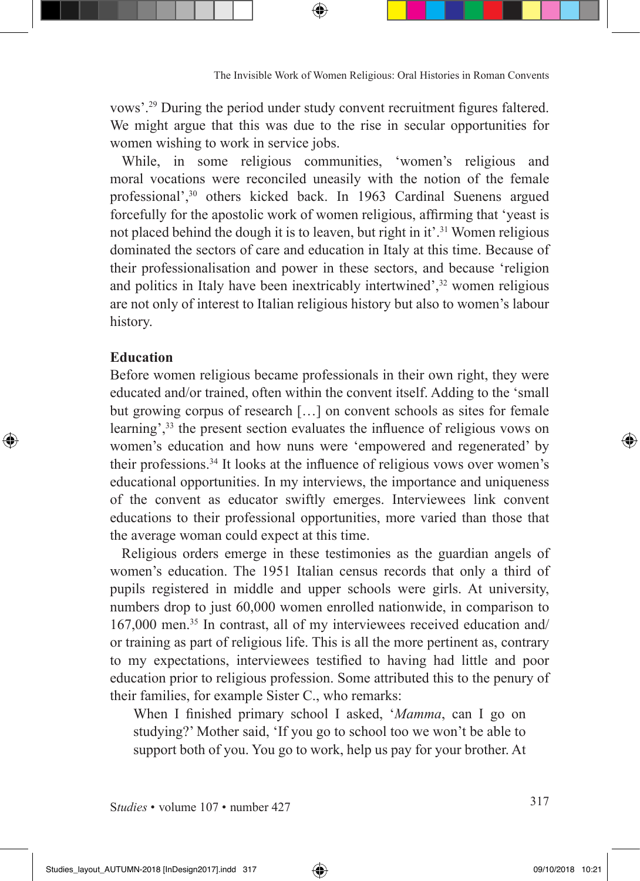vows'.[29] During the period under study convent recruitment figures faltered. We might argue that this was due to the rise in secular opportunities for women wishing to work in service jobs.

While, in some religious communities, 'women's religious and moral vocations were reconciled uneasily with the notion of the female professional',[30] others kicked back. In 1963 Cardinal Suenens argued forcefully for the apostolic work of women religious, affirming that 'yeast is not placed behind the dough it is to leaven, but right in it'.[31] Women religious dominated the sectors of care and education in Italy at this time. Because of their professionalisation and power in these sectors, and because 'religion and politics in Italy have been inextricably intertwined',[32] women religious are not only of interest to Italian religious history but also to women's labour history.

## Education

Before women religious became professionals in their own right, they were educated and/or trained, often within the convent itself. Adding to the 'small but growing corpus of research [...] on convent schools as sites for female learning',[33] the present section evaluates the influence of religious vows on women's education and how nuns were 'empowered and regenerated' by their professions.[34] It looks at the influence of religious vows over women's educational opportunities. In my interviews, the importance and uniqueness of the convent as educator swiftly emerges. Interviewees link convent educations to their professional opportunities, more varied than those that the average woman could expect at this time.

Religious orders emerge in these testimonies as the guardian angels of women's education. The 1951 Italian census records that only a third of pupils registered in middle and upper schools were girls. At university, numbers drop to just 60,000 women enrolled nationwide, in comparison to 167,000 men.[35] In contrast, all of my interviewees received education and/or training as part of religious life. This is all the more pertinent as, contrary to my expectations, interviewees testified to having had little and poor education prior to religious profession. Some attributed this to the penury of their families, for example Sister C., who remarks:

> When I finished primary school I asked, '*Mamma*, can I go on studying?' Mother said, 'If you go to school too we won't be able to support both of you. You go to work, help us pay for your brother. At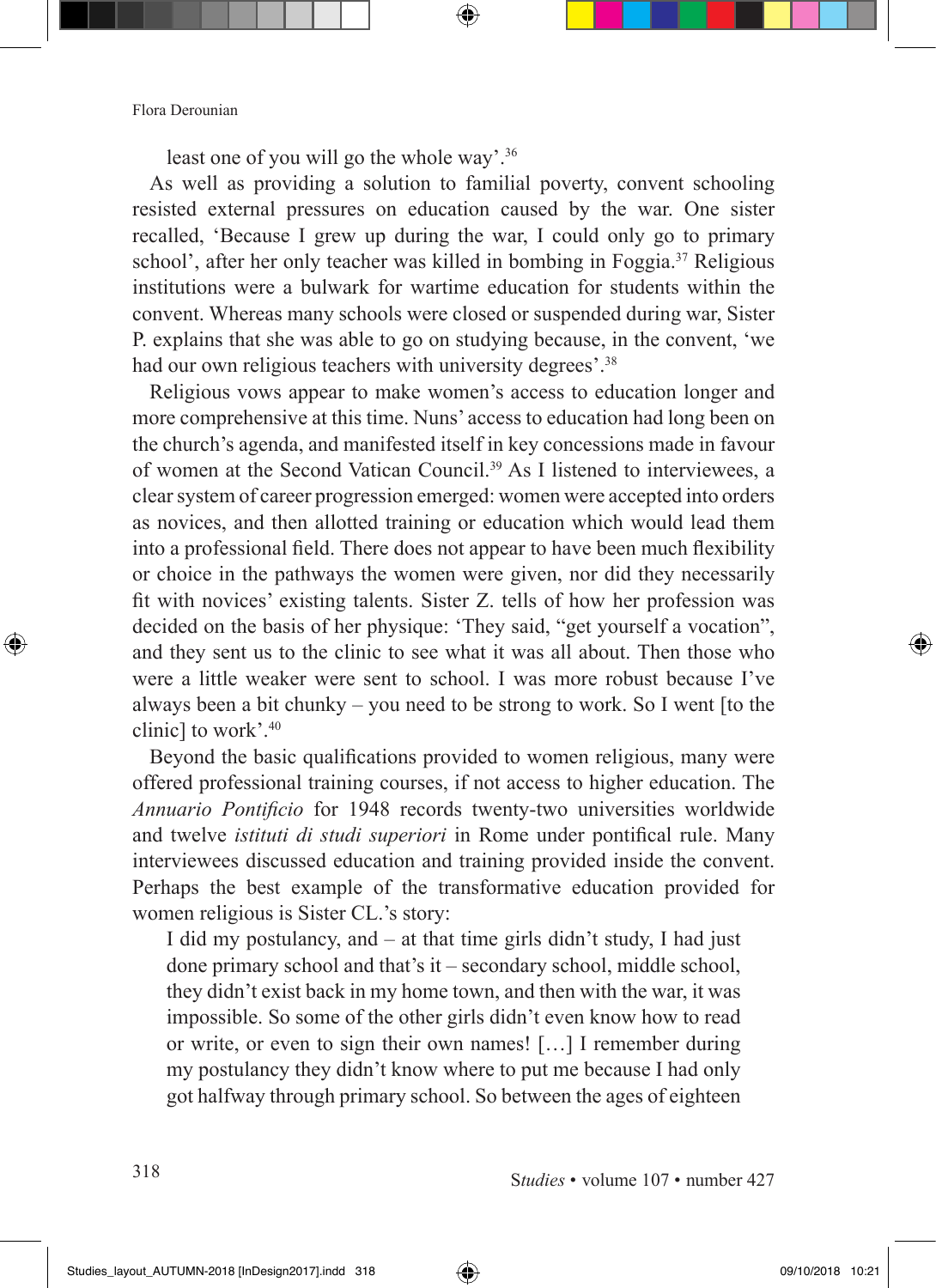least one of you will go the whole way'.[36]

As well as providing a solution to familial poverty, convent schooling resisted external pressures on education caused by the war. One sister recalled, 'Because I grew up during the war, I could only go to primary school', after her only teacher was killed in bombing in Foggia.[37] Religious institutions were a bulwark for wartime education for students within the convent. Whereas many schools were closed or suspended during war, Sister P. explains that she was able to go on studying because, in the convent, 'we had our own religious teachers with university degrees'.[38]

Religious vows appear to make women's access to education longer and more comprehensive at this time. Nuns' access to education had long been on the church's agenda, and manifested itself in key concessions made in favour of women at the Second Vatican Council.[39] As I listened to interviewees, a clear system of career progression emerged: women were accepted into orders as novices, and then allotted training or education which would lead them into a professional field. There does not appear to have been much flexibility or choice in the pathways the women were given, nor did they necessarily fit with novices' existing talents. Sister Z. tells of how her profession was decided on the basis of her physique: 'They said, "get yourself a vocation", and they sent us to the clinic to see what it was all about. Then those who were a little weaker were sent to school. I was more robust because I've always been a bit chunky – you need to be strong to work. So I went [to the clinic] to work'.[40]

Beyond the basic qualifications provided to women religious, many were offered professional training courses, if not access to higher education. The *Annuario Pontificio* for 1948 records twenty-two universities worldwide and twelve *istituti di studi superiori* in Rome under pontifical rule. Many interviewees discussed education and training provided inside the convent. Perhaps the best example of the transformative education provided for women religious is Sister CL.'s story:

> I did my postulancy, and – at that time girls didn't study, I had just done primary school and that's it – secondary school, middle school, they didn't exist back in my home town, and then with the war, it was impossible. So some of the other girls didn't even know how to read or write, or even to sign their own names! […] I remember during my postulancy they didn't know where to put me because I had only got halfway through primary school. So between the ages of eighteen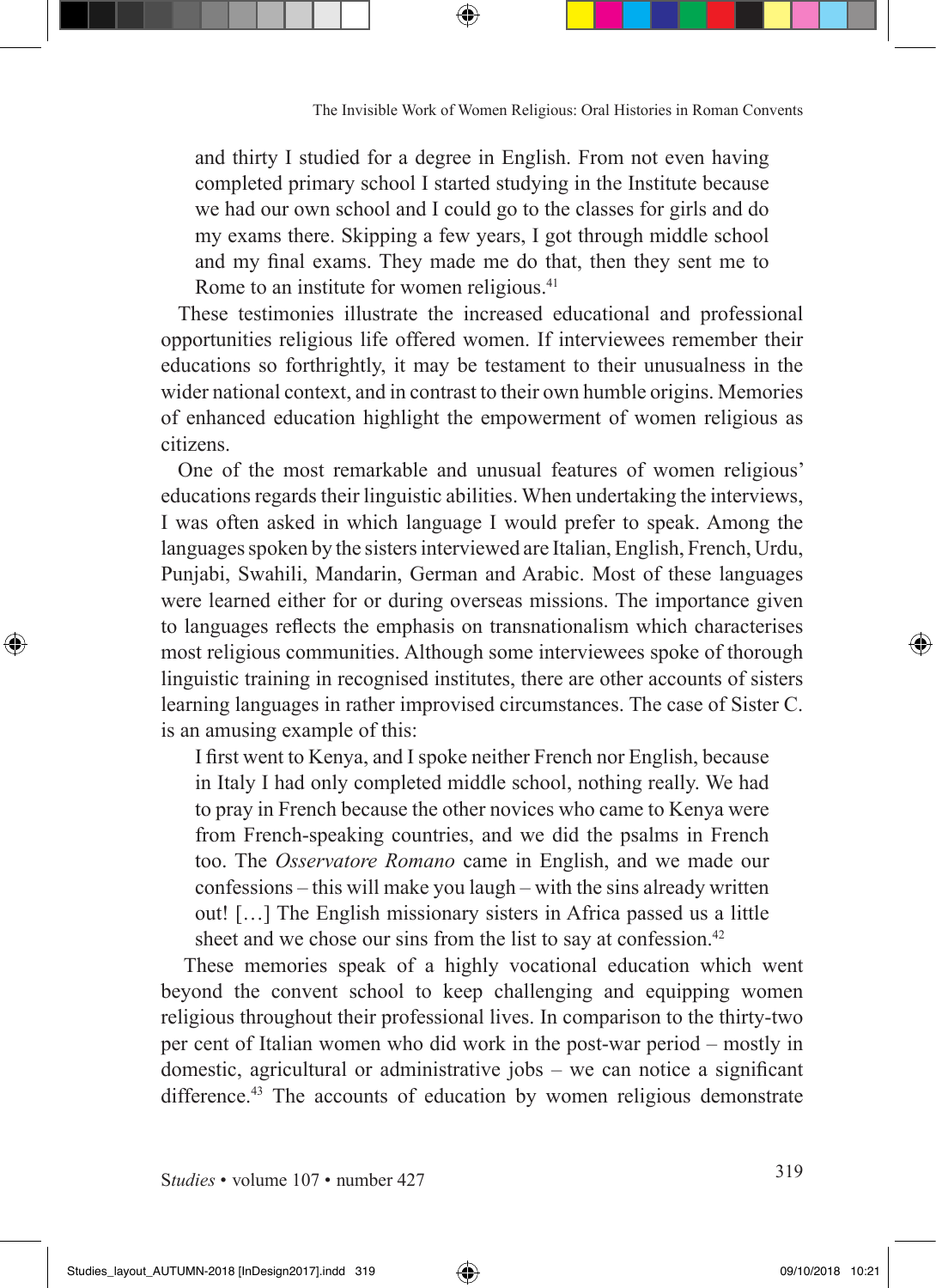> and thirty I studied for a degree in English. From not even having completed primary school I started studying in the Institute because we had our own school and I could go to the classes for girls and do my exams there. Skipping a few years, I got through middle school and my final exams. They made me do that, then they sent me to Rome to an institute for women religious.[41]

These testimonies illustrate the increased educational and professional opportunities religious life offered women. If interviewees remember their educations so forthrightly, it may be testament to their unusualness in the wider national context, and in contrast to their own humble origins. Memories of enhanced education highlight the empowerment of women religious as citizens.

One of the most remarkable and unusual features of women religious' educations regards their linguistic abilities. When undertaking the interviews, I was often asked in which language I would prefer to speak. Among the languages spoken by the sisters interviewed are Italian, English, French, Urdu, Punjabi, Swahili, Mandarin, German and Arabic. Most of these languages were learned either for or during overseas missions. The importance given to languages reflects the emphasis on transnationalism which characterises most religious communities. Although some interviewees spoke of thorough linguistic training in recognised institutes, there are other accounts of sisters learning languages in rather improvised circumstances. The case of Sister C. is an amusing example of this:

> I first went to Kenya, and I spoke neither French nor English, because in Italy I had only completed middle school, nothing really. We had to pray in French because the other novices who came to Kenya were from French-speaking countries, and we did the psalms in French too. The *Osservatore Romano* came in English, and we made our confessions – this will make you laugh – with the sins already written out! […] The English missionary sisters in Africa passed us a little sheet and we chose our sins from the list to say at confession.[42]

These memories speak of a highly vocational education which went beyond the convent school to keep challenging and equipping women religious throughout their professional lives. In comparison to the thirty-two per cent of Italian women who did work in the post-war period – mostly in domestic, agricultural or administrative jobs – we can notice a significant difference.[43] The accounts of education by women religious demonstrate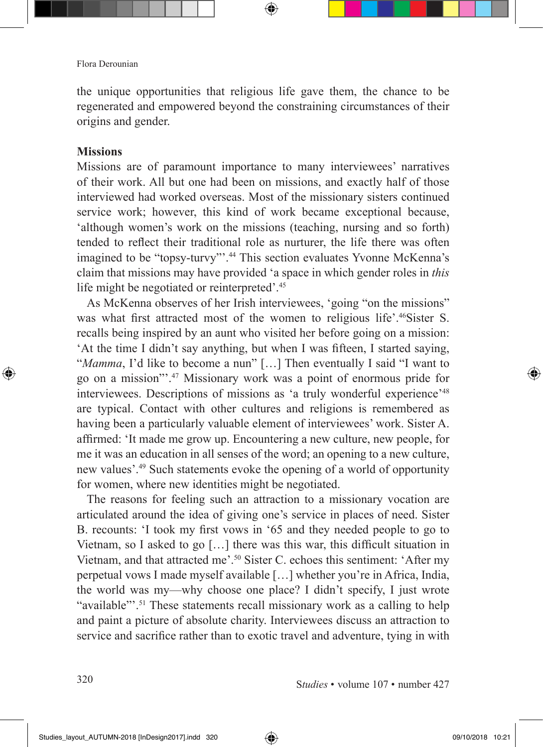the unique opportunities that religious life gave them, the chance to be regenerated and empowered beyond the constraining circumstances of their origins and gender.

**Missions**

Missions are of paramount importance to many interviewees' narratives of their work. All but one had been on missions, and exactly half of those interviewed had worked overseas. Most of the missionary sisters continued service work; however, this kind of work became exceptional because, 'although women's work on the missions (teaching, nursing and so forth) tended to reflect their traditional role as nurturer, the life there was often imagined to be "topsy-turvy"'.[44] This section evaluates Yvonne McKenna's claim that missions may have provided 'a space in which gender roles in *this* life might be negotiated or reinterpreted'.[45]

As McKenna observes of her Irish interviewees, 'going "on the missions" was what first attracted most of the women to religious life'.[46]Sister S. recalls being inspired by an aunt who visited her before going on a mission: 'At the time I didn't say anything, but when I was fifteen, I started saying, "*Mamma*, I'd like to become a nun" […] Then eventually I said "I want to go on a mission"'.[47] Missionary work was a point of enormous pride for interviewees. Descriptions of missions as 'a truly wonderful experience'[48] are typical. Contact with other cultures and religions is remembered as having been a particularly valuable element of interviewees' work. Sister A. affirmed: 'It made me grow up. Encountering a new culture, new people, for me it was an education in all senses of the word; an opening to a new culture, new values'.[49] Such statements evoke the opening of a world of opportunity for women, where new identities might be negotiated.

The reasons for feeling such an attraction to a missionary vocation are articulated around the idea of giving one's service in places of need. Sister B. recounts: 'I took my first vows in '65 and they needed people to go to Vietnam, so I asked to go […] there was this war, this difficult situation in Vietnam, and that attracted me'.[50] Sister C. echoes this sentiment: 'After my perpetual vows I made myself available […] whether you're in Africa, India, the world was my—why choose one place? I didn't specify, I just wrote "available"'.[51] These statements recall missionary work as a calling to help and paint a picture of absolute charity. Interviewees discuss an attraction to service and sacrifice rather than to exotic travel and adventure, tying in with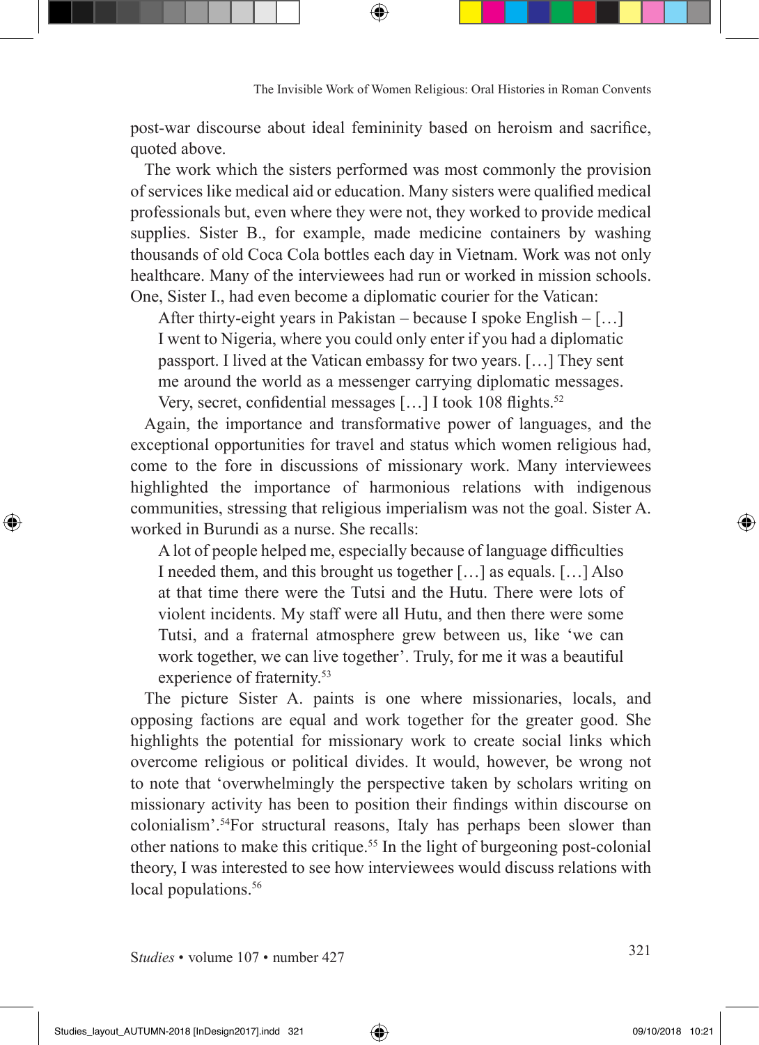post-war discourse about ideal femininity based on heroism and sacrifice, quoted above.

The work which the sisters performed was most commonly the provision of services like medical aid or education. Many sisters were qualified medical professionals but, even where they were not, they worked to provide medical supplies. Sister B., for example, made medicine containers by washing thousands of old Coca Cola bottles each day in Vietnam. Work was not only healthcare. Many of the interviewees had run or worked in mission schools. One, Sister I., had even become a diplomatic courier for the Vatican:

> After thirty-eight years in Pakistan – because I spoke English – […] I went to Nigeria, where you could only enter if you had a diplomatic passport. I lived at the Vatican embassy for two years. […] They sent me around the world as a messenger carrying diplomatic messages. Very, secret, confidential messages […] I took 108 flights.[52]

Again, the importance and transformative power of languages, and the exceptional opportunities for travel and status which women religious had, come to the fore in discussions of missionary work. Many interviewees highlighted the importance of harmonious relations with indigenous communities, stressing that religious imperialism was not the goal. Sister A. worked in Burundi as a nurse. She recalls:

> A lot of people helped me, especially because of language difficulties I needed them, and this brought us together […] as equals. […] Also at that time there were the Tutsi and the Hutu. There were lots of violent incidents. My staff were all Hutu, and then there were some Tutsi, and a fraternal atmosphere grew between us, like 'we can work together, we can live together'. Truly, for me it was a beautiful experience of fraternity.[53]

The picture Sister A. paints is one where missionaries, locals, and opposing factions are equal and work together for the greater good. She highlights the potential for missionary work to create social links which overcome religious or political divides. It would, however, be wrong not to note that 'overwhelmingly the perspective taken by scholars writing on missionary activity has been to position their findings within discourse on colonialism'.[54]For structural reasons, Italy has perhaps been slower than other nations to make this critique.[55] In the light of burgeoning post-colonial theory, I was interested to see how interviewees would discuss relations with local populations.[56]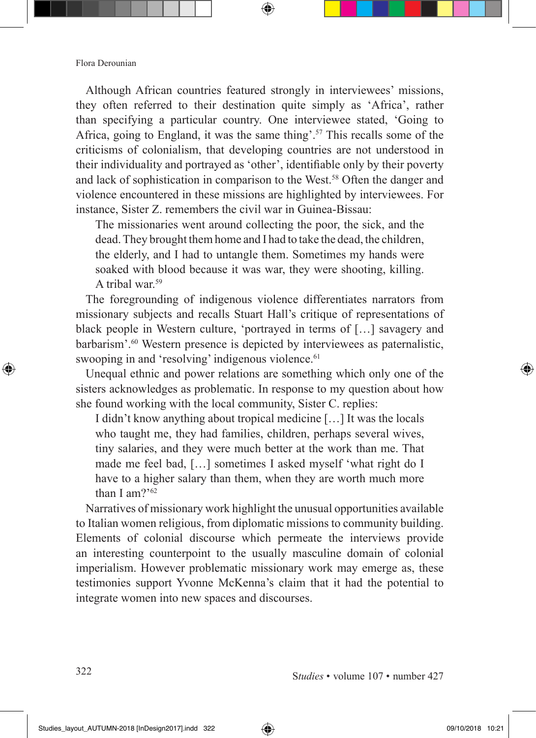Although African countries featured strongly in interviewees' missions, they often referred to their destination quite simply as 'Africa', rather than specifying a particular country. One interviewee stated, 'Going to Africa, going to England, it was the same thing'.[57] This recalls some of the criticisms of colonialism, that developing countries are not understood in their individuality and portrayed as 'other', identifiable only by their poverty and lack of sophistication in comparison to the West.[58] Often the danger and violence encountered in these missions are highlighted by interviewees. For instance, Sister Z. remembers the civil war in Guinea-Bissau:

> The missionaries went around collecting the poor, the sick, and the dead. They brought them home and I had to take the dead, the children, the elderly, and I had to untangle them. Sometimes my hands were soaked with blood because it was war, they were shooting, killing. A tribal war.[59]

The foregrounding of indigenous violence differentiates narrators from missionary subjects and recalls Stuart Hall's critique of representations of black people in Western culture, 'portrayed in terms of […] savagery and barbarism'.[60] Western presence is depicted by interviewees as paternalistic, swooping in and 'resolving' indigenous violence.[61]

Unequal ethnic and power relations are something which only one of the sisters acknowledges as problematic. In response to my question about how she found working with the local community, Sister C. replies:

> I didn't know anything about tropical medicine […] It was the locals who taught me, they had families, children, perhaps several wives, tiny salaries, and they were much better at the work than me. That made me feel bad, […] sometimes I asked myself 'what right do I have to a higher salary than them, when they are worth much more than I am?'[62]

Narratives of missionary work highlight the unusual opportunities available to Italian women religious, from diplomatic missions to community building. Elements of colonial discourse which permeate the interviews provide an interesting counterpoint to the usually masculine domain of colonial imperialism. However problematic missionary work may emerge as, these testimonies support Yvonne McKenna's claim that it had the potential to integrate women into new spaces and discourses.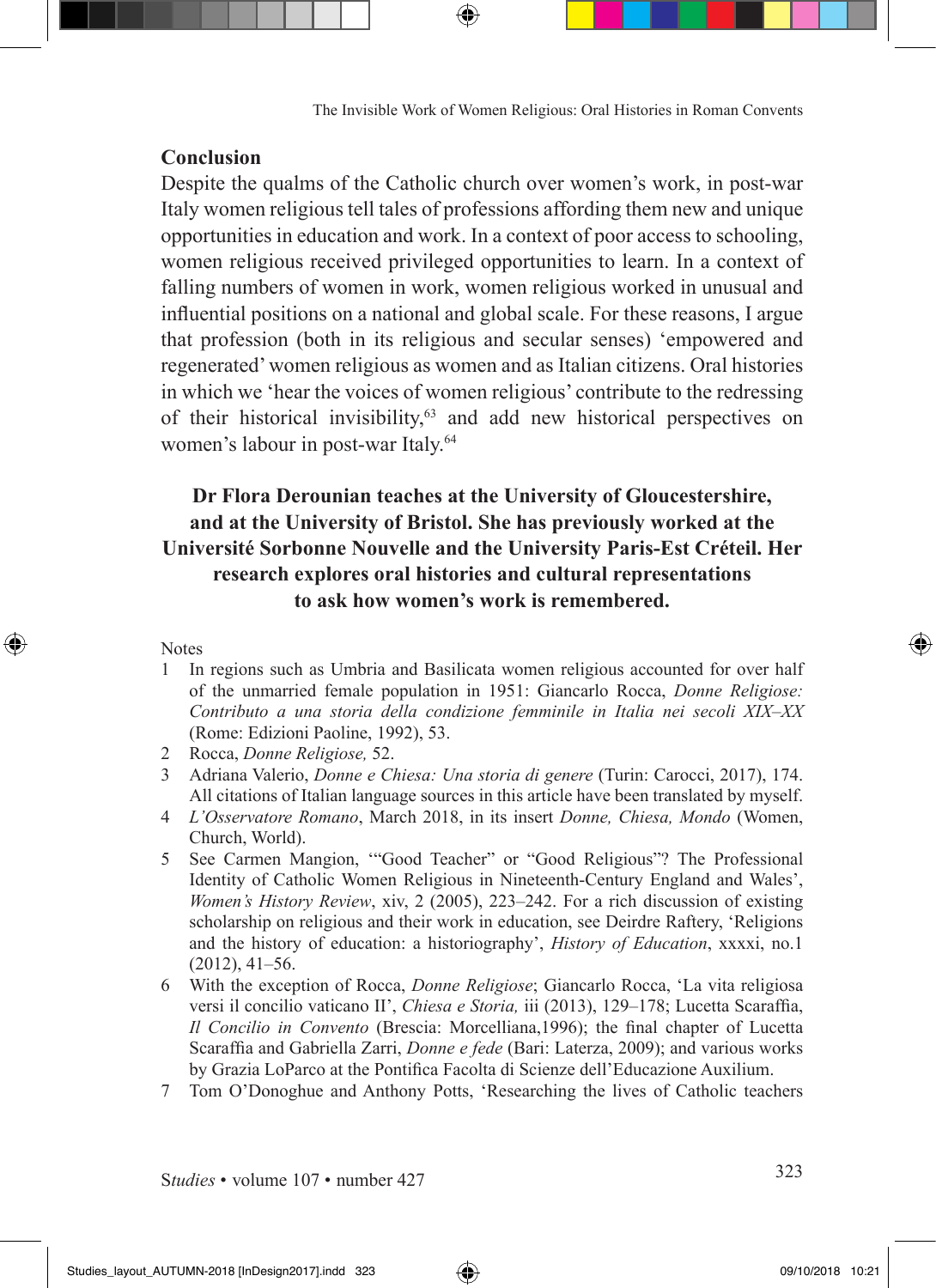## Conclusion

Despite the qualms of the Catholic church over women's work, in post-war Italy women religious tell tales of professions affording them new and unique opportunities in education and work. In a context of poor access to schooling, women religious received privileged opportunities to learn. In a context of falling numbers of women in work, women religious worked in unusual and influential positions on a national and global scale. For these reasons, I argue that profession (both in its religious and secular senses) 'empowered and regenerated' women religious as women and as Italian citizens. Oral histories in which we 'hear the voices of women religious' contribute to the redressing of their historical invisibility,[63] and add new historical perspectives on women's labour in post-war Italy.[64]

**Dr Flora Derounian teaches at the University of Gloucestershire, and at the University of Bristol. She has previously worked at the Université Sorbonne Nouvelle and the University Paris-Est Créteil. Her research explores oral histories and cultural representations to ask how women's work is remembered.**

Notes

1 In regions such as Umbria and Basilicata women religious accounted for over half of the unmarried female population in 1951: Giancarlo Rocca, *Donne Religiose: Contributo a una storia della condizione femminile in Italia nei secoli XIX–XX* (Rome: Edizioni Paoline, 1992), 53.

2 Rocca, *Donne Religiose,* 52.

3 Adriana Valerio, *Donne e Chiesa: Una storia di genere* (Turin: Carocci, 2017), 174. All citations of Italian language sources in this article have been translated by myself.

4 *L'Osservatore Romano*, March 2018, in its insert *Donne, Chiesa, Mondo* (Women, Church, World).

5 See Carmen Mangion, '"Good Teacher" or "Good Religious"? The Professional Identity of Catholic Women Religious in Nineteenth-Century England and Wales', *Women's History Review*, xiv, 2 (2005), 223–242. For a rich discussion of existing scholarship on religious and their work in education, see Deirdre Raftery, 'Religions and the history of education: a historiography', *History of Education*, xxxxi, no.1 (2012), 41–56.

6 With the exception of Rocca, *Donne Religiose*; Giancarlo Rocca, 'La vita religiosa versi il concilio vaticano II', *Chiesa e Storia,* iii (2013), 129–178; Lucetta Scaraffia, *Il Concilio in Convento* (Brescia: Morcelliana,1996); the final chapter of Lucetta Scaraffia and Gabriella Zarri, *Donne e fede* (Bari: Laterza, 2009); and various works by Grazia LoParco at the Pontifica Facolta di Scienze dell'Educazione Auxilium.

7 Tom O'Donoghue and Anthony Potts, 'Researching the lives of Catholic teachers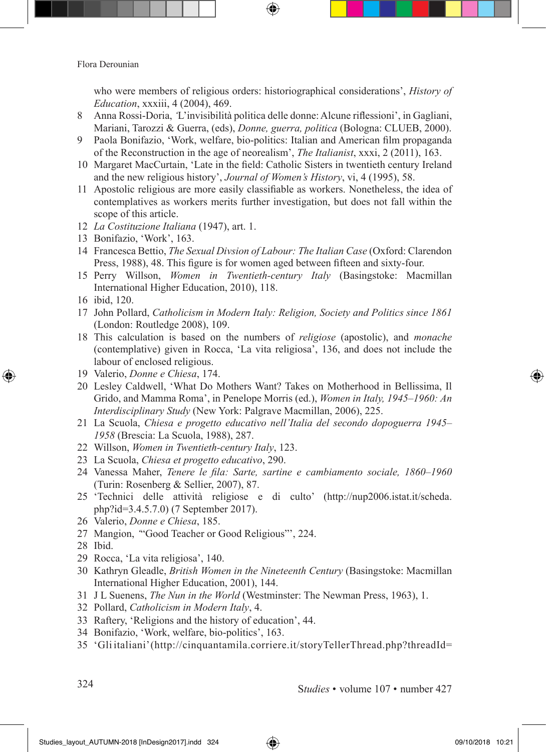who were members of religious orders: historiographical considerations', *History of Education*, xxxiii, 4 (2004), 469.

8 Anna Rossi-Doria, 'L'invisibilità politica delle donne: Alcune riflessioni', in Gagliani, Mariani, Tarozzi & Guerra, (eds), *Donne, guerra, politica* (Bologna: CLUEB, 2000).

9 Paola Bonifazio, 'Work, welfare, bio-politics: Italian and American film propaganda of the Reconstruction in the age of neorealism', *The Italianist*, xxxi, 2 (2011), 163.

10 Margaret MacCurtain, 'Late in the field: Catholic Sisters in twentieth century Ireland and the new religious history', *Journal of Women's History*, vi, 4 (1995), 58.

11 Apostolic religious are more easily classifiable as workers. Nonetheless, the idea of contemplatives as workers merits further investigation, but does not fall within the scope of this article.

12 *La Costituzione Italiana* (1947), art. 1.

13 Bonifazio, 'Work', 163.

14 Francesca Bettio, *The Sexual Divsion of Labour: The Italian Case* (Oxford: Clarendon Press, 1988), 48. This figure is for women aged between fifteen and sixty-four.

15 Perry Willson, *Women in Twentieth-century Italy* (Basingstoke: Macmillan International Higher Education, 2010), 118.

16 ibid, 120.

17 John Pollard, *Catholicism in Modern Italy: Religion, Society and Politics since 1861* (London: Routledge 2008), 109.

18 This calculation is based on the numbers of *religiose* (apostolic), and *monache* (contemplative) given in Rocca, 'La vita religiosa', 136, and does not include the labour of enclosed religious.

19 Valerio, *Donne e Chiesa*, 174.

20 Lesley Caldwell, 'What Do Mothers Want? Takes on Motherhood in Bellissima, Il Grido, and Mamma Roma', in Penelope Morris (ed.), *Women in Italy, 1945–1960: An Interdisciplinary Study* (New York: Palgrave Macmillan, 2006), 225.

21 La Scuola, *Chiesa e progetto educativo nell'Italia del secondo dopoguerra 1945–1958* (Brescia: La Scuola, 1988), 287.

22 Willson, *Women in Twentieth-century Italy*, 123.

23 La Scuola, *Chiesa et progetto educativo*, 290.

24 Vanessa Maher, *Tenere le fila: Sarte, sartine e cambiamento sociale, 1860–1960* (Turin: Rosenberg & Sellier, 2007), 87.

25 'Technici delle attività religiose e di culto' (http://nup2006.istat.it/scheda.php?id=3.4.5.7.0) (7 September 2017).

26 Valerio, *Donne e Chiesa*, 185.

27 Mangion, "'Good Teacher or Good Religious"', 224.

28 Ibid.

29 Rocca, 'La vita religiosa', 140.

30 Kathryn Gleadle, *British Women in the Nineteenth Century* (Basingstoke: Macmillan International Higher Education, 2001), 144.

31 J L Suenens, *The Nun in the World* (Westminster: The Newman Press, 1963), 1.

32 Pollard, *Catholicism in Modern Italy*, 4.

33 Raftery, 'Religions and the history of education', 44.

34 Bonifazio, 'Work, welfare, bio-politics', 163.

35 'Gli italiani' (http://cinquantamila.corriere.it/storyTellerThread.php?threadId=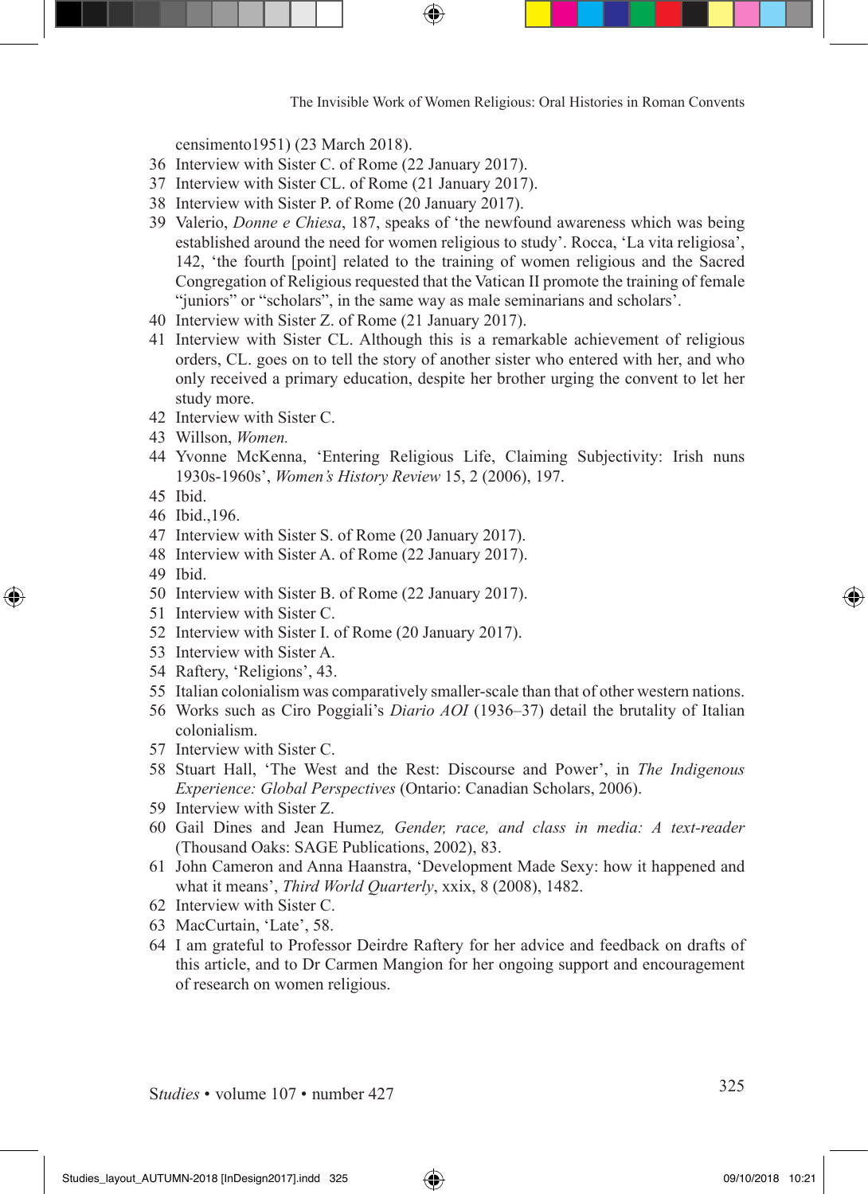censimento1951) (23 March 2018).

36 Interview with Sister C. of Rome (22 January 2017).

37 Interview with Sister CL. of Rome (21 January 2017).

38 Interview with Sister P. of Rome (20 January 2017).

39 Valerio, *Donne e Chiesa*, 187, speaks of 'the newfound awareness which was being established around the need for women religious to study'. Rocca, 'La vita religiosa', 142, 'the fourth [point] related to the training of women religious and the Sacred Congregation of Religious requested that the Vatican II promote the training of female "juniors" or "scholars", in the same way as male seminarians and scholars'.

40 Interview with Sister Z. of Rome (21 January 2017).

41 Interview with Sister CL. Although this is a remarkable achievement of religious orders, CL. goes on to tell the story of another sister who entered with her, and who only received a primary education, despite her brother urging the convent to let her study more.

42 Interview with Sister C.

43 Willson, *Women.*

44 Yvonne McKenna, 'Entering Religious Life, Claiming Subjectivity: Irish nuns 1930s-1960s', *Women's History Review* 15, 2 (2006), 197.

45 Ibid.

46 Ibid.,196.

47 Interview with Sister S. of Rome (20 January 2017).

48 Interview with Sister A. of Rome (22 January 2017).

49 Ibid.

50 Interview with Sister B. of Rome (22 January 2017).

51 Interview with Sister C.

52 Interview with Sister I. of Rome (20 January 2017).

53 Interview with Sister A.

54 Raftery, 'Religions', 43.

55 Italian colonialism was comparatively smaller-scale than that of other western nations.

56 Works such as Ciro Poggiali's *Diario AOI* (1936–37) detail the brutality of Italian colonialism.

57 Interview with Sister C.

58 Stuart Hall, 'The West and the Rest: Discourse and Power', in *The Indigenous Experience: Global Perspectives* (Ontario: Canadian Scholars, 2006).

59 Interview with Sister Z.

60 Gail Dines and Jean Humez*, Gender, race, and class in media: A text-reader* (Thousand Oaks: SAGE Publications, 2002), 83.

61 John Cameron and Anna Haanstra, 'Development Made Sexy: how it happened and what it means', *Third World Quarterly*, xxix, 8 (2008), 1482.

62 Interview with Sister C.

63 MacCurtain, 'Late', 58.

64 I am grateful to Professor Deirdre Raftery for her advice and feedback on drafts of this article, and to Dr Carmen Mangion for her ongoing support and encouragement of research on women religious.